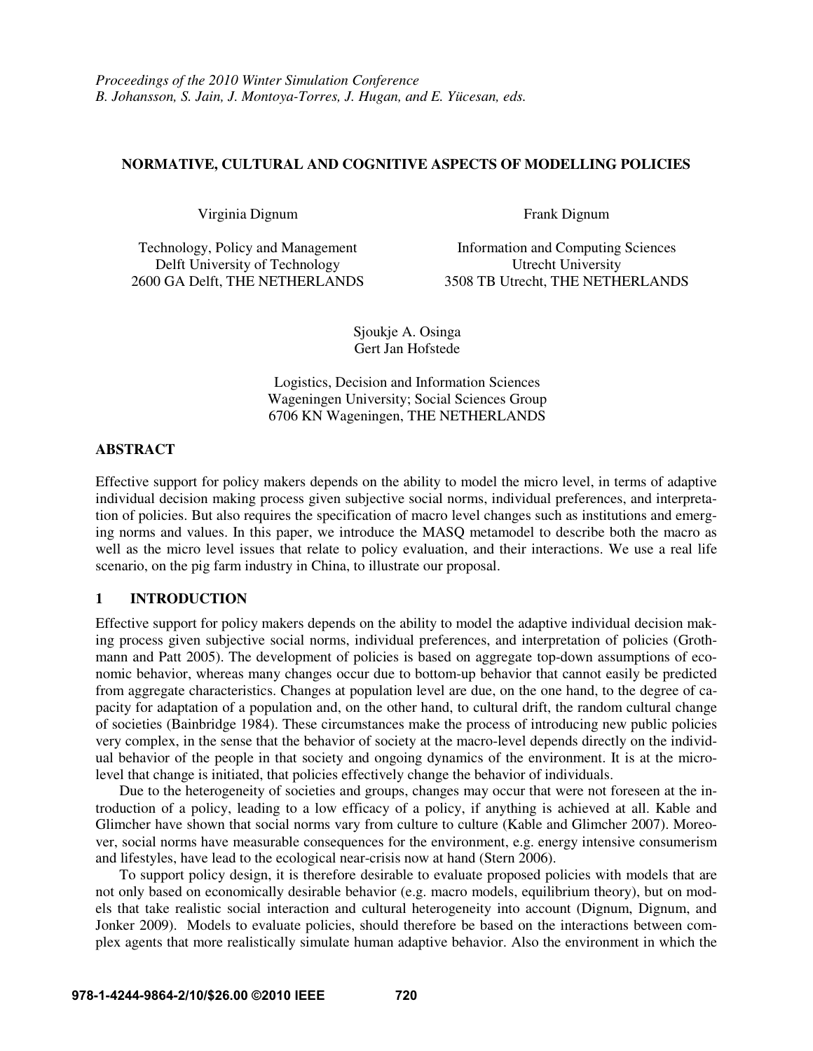*Proceedings of the 2010 Winter Simulation Conference*
*B. Johansson, S. Jain, J. Montoya-Torres, J. Hugan, and E. Yücesan, eds.*

# NORMATIVE, CULTURAL AND COGNITIVE ASPECTS OF MODELLING POLICIES

Virginia Dignum

Technology, Policy and Management
Delft University of Technology
2600 GA Delft, THE NETHERLANDS

Frank Dignum

Information and Computing Sciences
Utrecht University
3508 TB Utrecht, THE NETHERLANDS

Sjoukje A. Osinga
Gert Jan Hofstede

Logistics, Decision and Information Sciences
Wageningen University; Social Sciences Group
6706 KN Wageningen, THE NETHERLANDS

## ABSTRACT

Effective support for policy makers depends on the ability to model the micro level, in terms of adaptive individual decision making process given subjective social norms, individual preferences, and interpretation of policies. But also requires the specification of macro level changes such as institutions and emerging norms and values. In this paper, we introduce the MASQ metamodel to describe both the macro as well as the micro level issues that relate to policy evaluation, and their interactions. We use a real life scenario, on the pig farm industry in China, to illustrate our proposal.

## 1 INTRODUCTION

Effective support for policy makers depends on the ability to model the adaptive individual decision making process given subjective social norms, individual preferences, and interpretation of policies (Grothmann and Patt 2005). The development of policies is based on aggregate top-down assumptions of economic behavior, whereas many changes occur due to bottom-up behavior that cannot easily be predicted from aggregate characteristics. Changes at population level are due, on the one hand, to the degree of capacity for adaptation of a population and, on the other hand, to cultural drift, the random cultural change of societies (Bainbridge 1984). These circumstances make the process of introducing new public policies very complex, in the sense that the behavior of society at the macro-level depends directly on the individual behavior of the people in that society and ongoing dynamics of the environment. It is at the micro-level that change is initiated, that policies effectively change the behavior of individuals.

Due to the heterogeneity of societies and groups, changes may occur that were not foreseen at the introduction of a policy, leading to a low efficacy of a policy, if anything is achieved at all. Kable and Glimcher have shown that social norms vary from culture to culture (Kable and Glimcher 2007). Moreover, social norms have measurable consequences for the environment, e.g. energy intensive consumerism and lifestyles, have lead to the ecological near-crisis now at hand (Stern 2006).

To support policy design, it is therefore desirable to evaluate proposed policies with models that are not only based on economically desirable behavior (e.g. macro models, equilibrium theory), but on models that take realistic social interaction and cultural heterogeneity into account (Dignum, Dignum, and Jonker 2009). Models to evaluate policies, should therefore be based on the interactions between complex agents that more realistically simulate human adaptive behavior. Also the environment in which the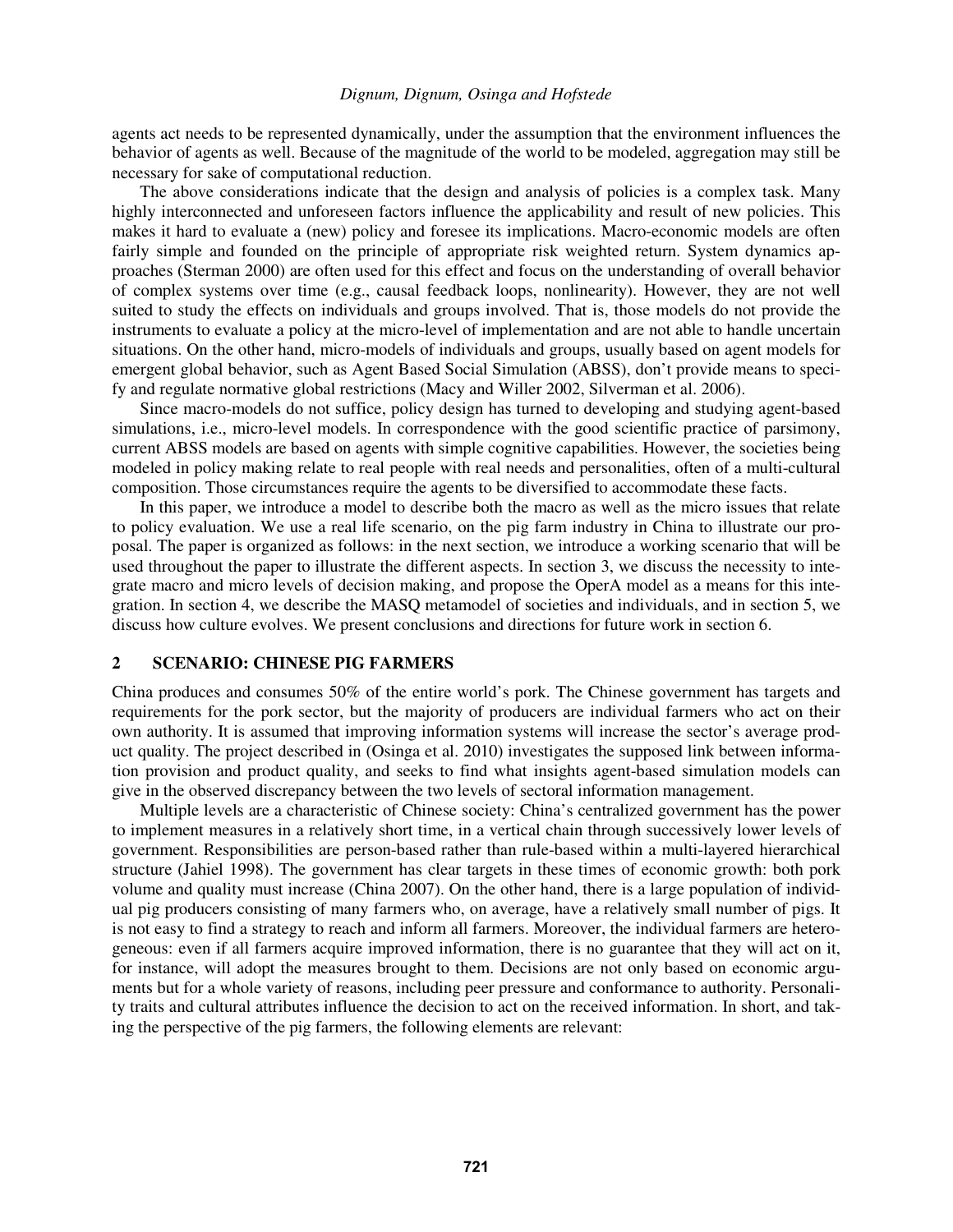agents act needs to be represented dynamically, under the assumption that the environment influences the behavior of agents as well. Because of the magnitude of the world to be modeled, aggregation may still be necessary for sake of computational reduction.

The above considerations indicate that the design and analysis of policies is a complex task. Many highly interconnected and unforeseen factors influence the applicability and result of new policies. This makes it hard to evaluate a (new) policy and foresee its implications. Macro-economic models are often fairly simple and founded on the principle of appropriate risk weighted return. System dynamics approaches (Sterman 2000) are often used for this effect and focus on the understanding of overall behavior of complex systems over time (e.g., causal feedback loops, nonlinearity). However, they are not well suited to study the effects on individuals and groups involved. That is, those models do not provide the instruments to evaluate a policy at the micro-level of implementation and are not able to handle uncertain situations. On the other hand, micro-models of individuals and groups, usually based on agent models for emergent global behavior, such as Agent Based Social Simulation (ABSS), don't provide means to specify and regulate normative global restrictions (Macy and Willer 2002, Silverman et al. 2006).

Since macro-models do not suffice, policy design has turned to developing and studying agent-based simulations, i.e., micro-level models. In correspondence with the good scientific practice of parsimony, current ABSS models are based on agents with simple cognitive capabilities. However, the societies being modeled in policy making relate to real people with real needs and personalities, often of a multi-cultural composition. Those circumstances require the agents to be diversified to accommodate these facts.

In this paper, we introduce a model to describe both the macro as well as the micro issues that relate to policy evaluation. We use a real life scenario, on the pig farm industry in China to illustrate our proposal. The paper is organized as follows: in the next section, we introduce a working scenario that will be used throughout the paper to illustrate the different aspects. In section 3, we discuss the necessity to integrate macro and micro levels of decision making, and propose the OperA model as a means for this integration. In section 4, we describe the MASQ metamodel of societies and individuals, and in section 5, we discuss how culture evolves. We present conclusions and directions for future work in section 6.

## 2 SCENARIO: CHINESE PIG FARMERS

China produces and consumes 50% of the entire world's pork. The Chinese government has targets and requirements for the pork sector, but the majority of producers are individual farmers who act on their own authority. It is assumed that improving information systems will increase the sector's average product quality. The project described in (Osinga et al. 2010) investigates the supposed link between information provision and product quality, and seeks to find what insights agent-based simulation models can give in the observed discrepancy between the two levels of sectoral information management.

Multiple levels are a characteristic of Chinese society: China's centralized government has the power to implement measures in a relatively short time, in a vertical chain through successively lower levels of government. Responsibilities are person-based rather than rule-based within a multi-layered hierarchical structure (Jahiel 1998). The government has clear targets in these times of economic growth: both pork volume and quality must increase (China 2007). On the other hand, there is a large population of individual pig producers consisting of many farmers who, on average, have a relatively small number of pigs. It is not easy to find a strategy to reach and inform all farmers. Moreover, the individual farmers are heterogeneous: even if all farmers acquire improved information, there is no guarantee that they will act on it, for instance, will adopt the measures brought to them. Decisions are not only based on economic arguments but for a whole variety of reasons, including peer pressure and conformance to authority. Personality traits and cultural attributes influence the decision to act on the received information. In short, and taking the perspective of the pig farmers, the following elements are relevant: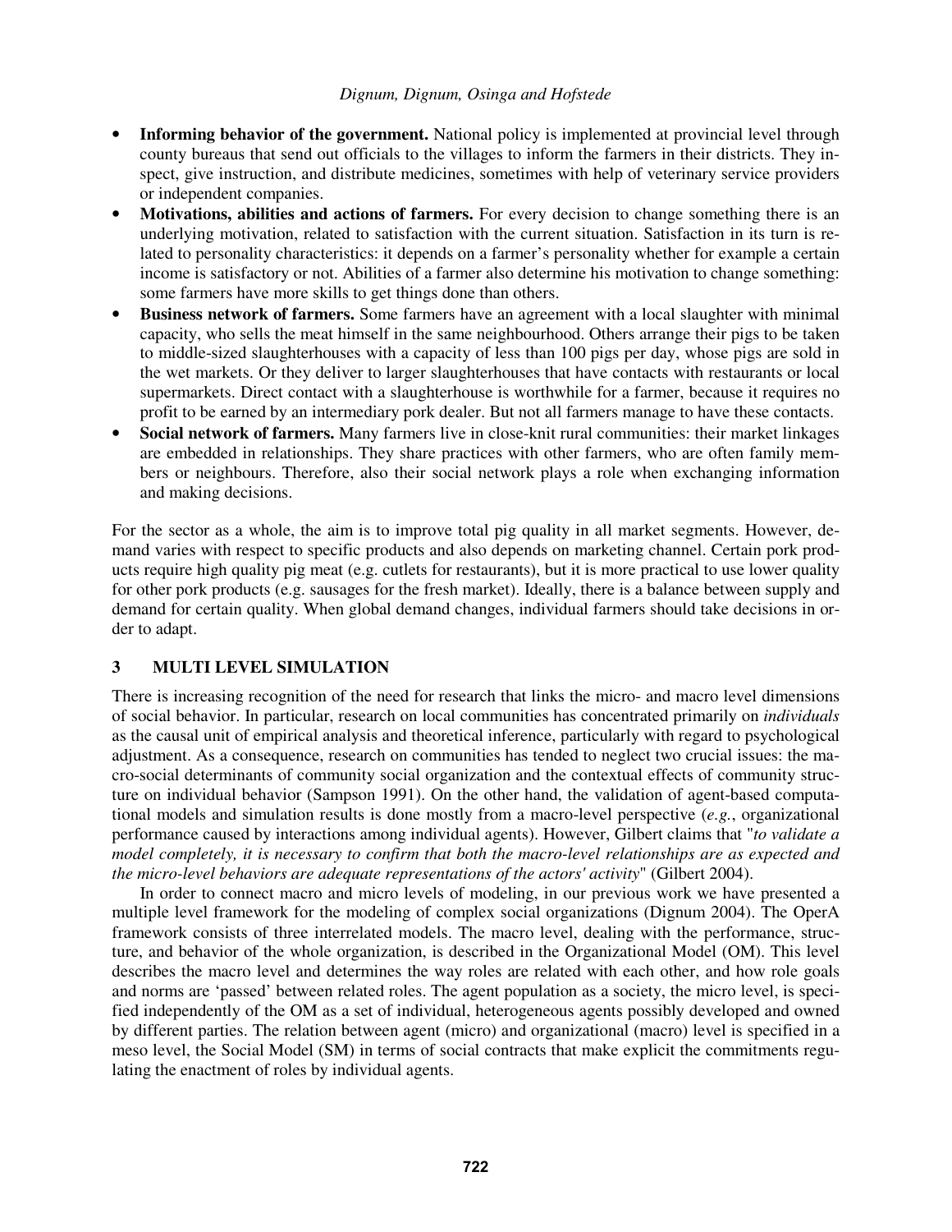- **Informing behavior of the government.** National policy is implemented at provincial level through county bureaus that send out officials to the villages to inform the farmers in their districts. They inspect, give instruction, and distribute medicines, sometimes with help of veterinary service providers or independent companies.
- **Motivations, abilities and actions of farmers.** For every decision to change something there is an underlying motivation, related to satisfaction with the current situation. Satisfaction in its turn is related to personality characteristics: it depends on a farmer's personality whether for example a certain income is satisfactory or not. Abilities of a farmer also determine his motivation to change something: some farmers have more skills to get things done than others.
- **Business network of farmers.** Some farmers have an agreement with a local slaughter with minimal capacity, who sells the meat himself in the same neighbourhood. Others arrange their pigs to be taken to middle-sized slaughterhouses with a capacity of less than 100 pigs per day, whose pigs are sold in the wet markets. Or they deliver to larger slaughterhouses that have contacts with restaurants or local supermarkets. Direct contact with a slaughterhouse is worthwhile for a farmer, because it requires no profit to be earned by an intermediary pork dealer. But not all farmers manage to have these contacts.
- **Social network of farmers.** Many farmers live in close-knit rural communities: their market linkages are embedded in relationships. They share practices with other farmers, who are often family members or neighbours. Therefore, also their social network plays a role when exchanging information and making decisions.

For the sector as a whole, the aim is to improve total pig quality in all market segments. However, demand varies with respect to specific products and also depends on marketing channel. Certain pork products require high quality pig meat (e.g. cutlets for restaurants), but it is more practical to use lower quality for other pork products (e.g. sausages for the fresh market). Ideally, there is a balance between supply and demand for certain quality. When global demand changes, individual farmers should take decisions in order to adapt.

## 3 MULTI LEVEL SIMULATION

There is increasing recognition of the need for research that links the micro- and macro level dimensions of social behavior. In particular, research on local communities has concentrated primarily on *individuals* as the causal unit of empirical analysis and theoretical inference, particularly with regard to psychological adjustment. As a consequence, research on communities has tended to neglect two crucial issues: the macro-social determinants of community social organization and the contextual effects of community structure on individual behavior (Sampson 1991). On the other hand, the validation of agent-based computational models and simulation results is done mostly from a macro-level perspective (*e.g.*, organizational performance caused by interactions among individual agents). However, Gilbert claims that "*to validate a model completely, it is necessary to confirm that both the macro-level relationships are as expected and the micro-level behaviors are adequate representations of the actors' activity*" (Gilbert 2004).

In order to connect macro and micro levels of modeling, in our previous work we have presented a multiple level framework for the modeling of complex social organizations (Dignum 2004). The OperA framework consists of three interrelated models. The macro level, dealing with the performance, structure, and behavior of the whole organization, is described in the Organizational Model (OM). This level describes the macro level and determines the way roles are related with each other, and how role goals and norms are 'passed' between related roles. The agent population as a society, the micro level, is specified independently of the OM as a set of individual, heterogeneous agents possibly developed and owned by different parties. The relation between agent (micro) and organizational (macro) level is specified in a meso level, the Social Model (SM) in terms of social contracts that make explicit the commitments regulating the enactment of roles by individual agents.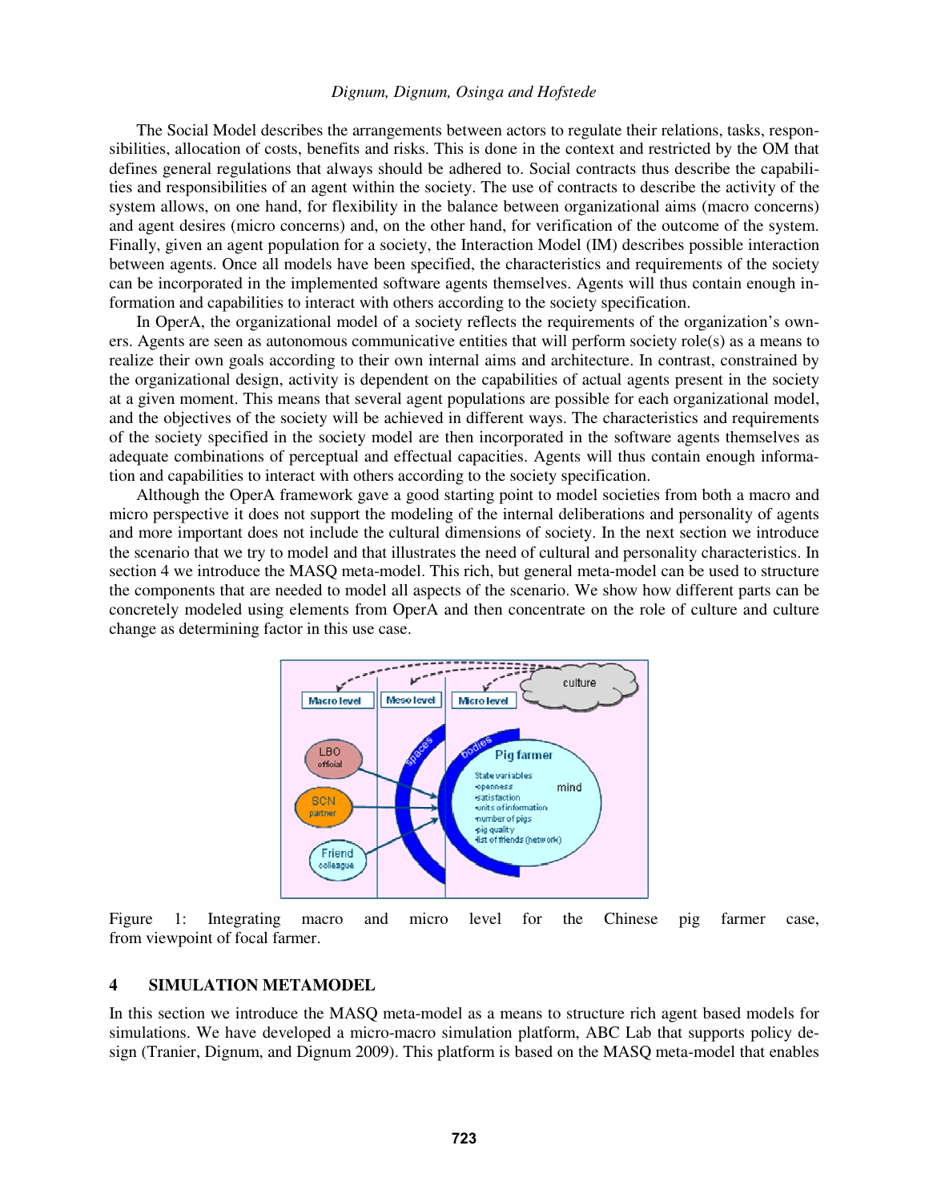The Social Model describes the arrangements between actors to regulate their relations, tasks, responsibilities, allocation of costs, benefits and risks. This is done in the context and restricted by the OM that defines general regulations that always should be adhered to. Social contracts thus describe the capabilities and responsibilities of an agent within the society. The use of contracts to describe the activity of the system allows, on one hand, for flexibility in the balance between organizational aims (macro concerns) and agent desires (micro concerns) and, on the other hand, for verification of the outcome of the system. Finally, given an agent population for a society, the Interaction Model (IM) describes possible interaction between agents. Once all models have been specified, the characteristics and requirements of the society can be incorporated in the implemented software agents themselves. Agents will thus contain enough information and capabilities to interact with others according to the society specification.

In OperA, the organizational model of a society reflects the requirements of the organization's owners. Agents are seen as autonomous communicative entities that will perform society role(s) as a means to realize their own goals according to their own internal aims and architecture. In contrast, constrained by the organizational design, activity is dependent on the capabilities of actual agents present in the society at a given moment. This means that several agent populations are possible for each organizational model, and the objectives of the society will be achieved in different ways. The characteristics and requirements of the society specified in the society model are then incorporated in the software agents themselves as adequate combinations of perceptual and effectual capacities. Agents will thus contain enough information and capabilities to interact with others according to the society specification.

Although the OperA framework gave a good starting point to model societies from both a macro and micro perspective it does not support the modeling of the internal deliberations and personality of agents and more important does not include the cultural dimensions of society. In the next section we introduce the scenario that we try to model and that illustrates the need of cultural and personality characteristics. In section 4 we introduce the MASQ meta-model. This rich, but general meta-model can be used to structure the components that are needed to model all aspects of the scenario. We show how different parts can be concretely modeled using elements from OperA and then concentrate on the role of culture and culture change as determining factor in this use case.

Figure 1: Integrating macro and micro level for the Chinese pig farmer case, from viewpoint of focal farmer.

## 4 SIMULATION METAMODEL

In this section we introduce the MASQ meta-model as a means to structure rich agent based models for simulations. We have developed a micro-macro simulation platform, ABC Lab that supports policy design (Tranier, Dignum, and Dignum 2009). This platform is based on the MASQ meta-model that enables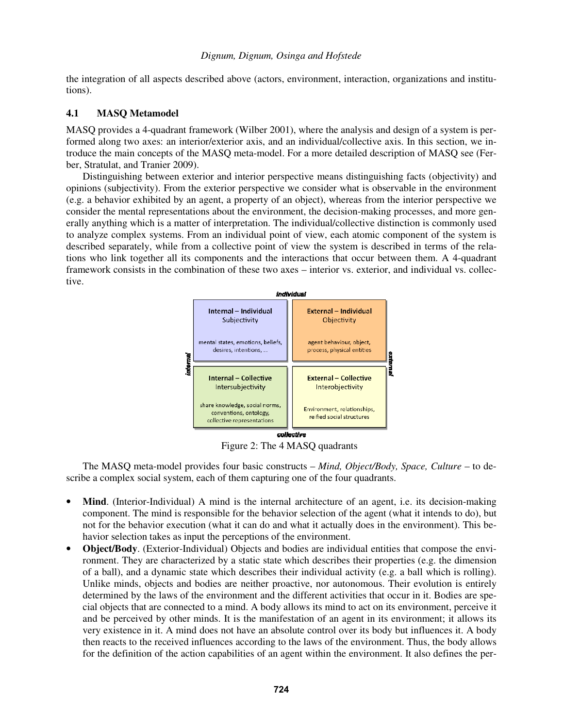the integration of all aspects described above (actors, environment, interaction, organizations and institutions).

### 4.1 MASQ Metamodel

MASQ provides a 4-quadrant framework (Wilber 2001), where the analysis and design of a system is performed along two axes: an interior/exterior axis, and an individual/collective axis. In this section, we introduce the main concepts of the MASQ meta-model. For a more detailed description of MASQ see (Ferber, Stratulat, and Tranier 2009).

Distinguishing between exterior and interior perspective means distinguishing facts (objectivity) and opinions (subjectivity). From the exterior perspective we consider what is observable in the environment (e.g. a behavior exhibited by an agent, a property of an object), whereas from the interior perspective we consider the mental representations about the environment, the decision-making processes, and more generally anything which is a matter of interpretation. The individual/collective distinction is commonly used to analyze complex systems. From an individual point of view, each atomic component of the system is described separately, while from a collective point of view the system is described in terms of the relations who link together all its components and the interactions that occur between them. A 4-quadrant framework consists in the combination of these two axes – interior vs. exterior, and individual vs. collective.

| | individual | |
|---|---|---|
| **internal** | **Internal – Individual** Subjectivity<br><br>mental states, emotions, beliefs, desires, intentions, ... | **External – Individual** Objectivity<br><br>agent behaviour, object, process, physical entities |
| | **Internal – Collective** Intersubjectivity<br><br>share knowledge, social norms, conventions, ontology, collective representations | **External – Collective** Interobjectivity<br><br>Environment, relationships, reified social structures |
| | collective | **external** |

Figure 2: The 4 MASQ quadrants

The MASQ meta-model provides four basic constructs – *Mind, Object/Body, Space, Culture* – to describe a complex social system, each of them capturing one of the four quadrants.

- **Mind**. (Interior-Individual) A mind is the internal architecture of an agent, i.e. its decision-making component. The mind is responsible for the behavior selection of the agent (what it intends to do), but not for the behavior execution (what it can do and what it actually does in the environment). This behavior selection takes as input the perceptions of the environment.
- **Object/Body**. (Exterior-Individual) Objects and bodies are individual entities that compose the environment. They are characterized by a static state which describes their properties (e.g. the dimension of a ball), and a dynamic state which describes their individual activity (e.g. a ball which is rolling). Unlike minds, objects and bodies are neither proactive, nor autonomous. Their evolution is entirely determined by the laws of the environment and the different activities that occur in it. Bodies are special objects that are connected to a mind. A body allows its mind to act on its environment, perceive it and be perceived by other minds. It is the manifestation of an agent in its environment; it allows its very existence in it. A mind does not have an absolute control over its body but influences it. A body then reacts to the received influences according to the laws of the environment. Thus, the body allows for the definition of the action capabilities of an agent within the environment. It also defines the per-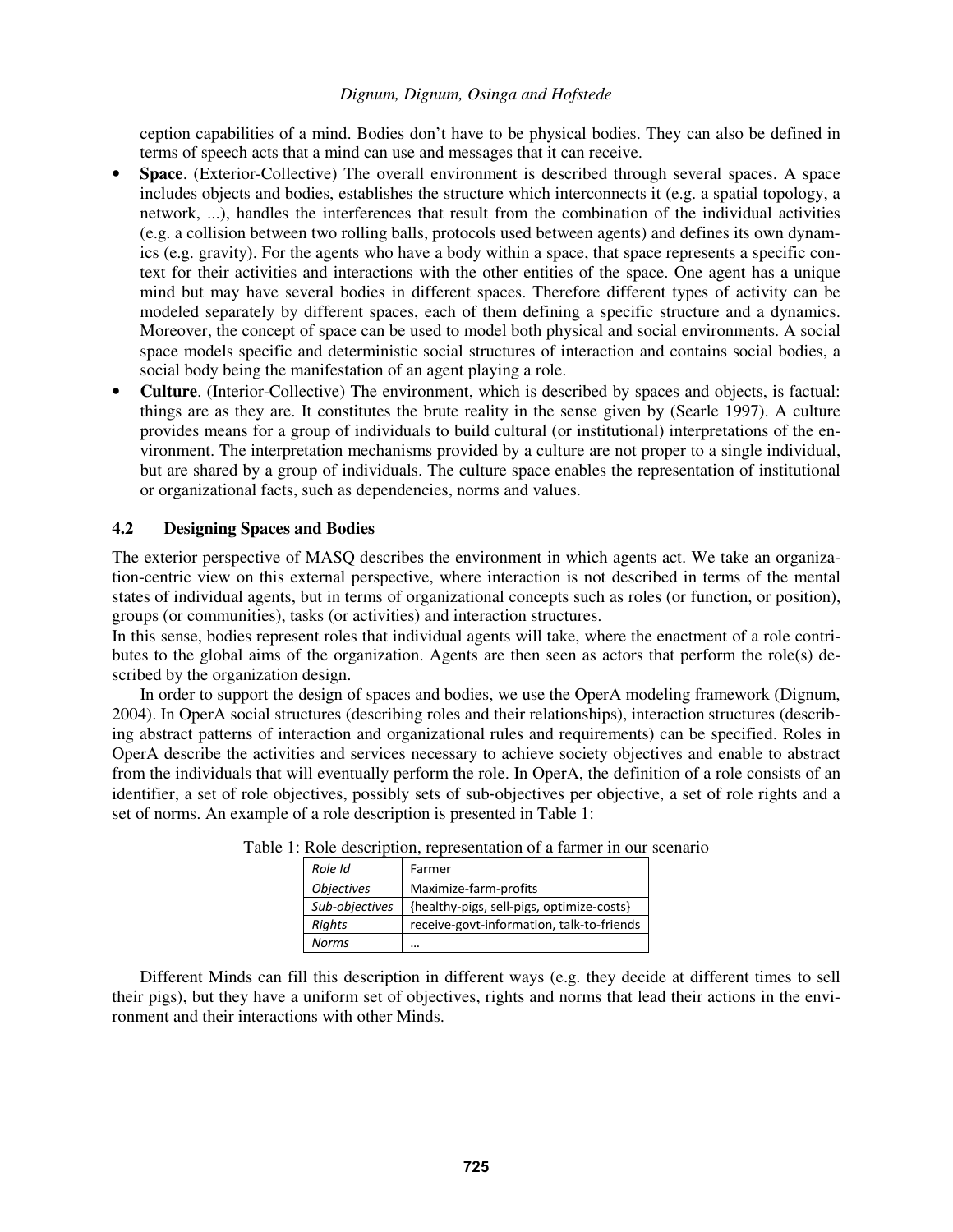ception capabilities of a mind. Bodies don't have to be physical bodies. They can also be defined in terms of speech acts that a mind can use and messages that it can receive.

- **Space**. (Exterior-Collective) The overall environment is described through several spaces. A space includes objects and bodies, establishes the structure which interconnects it (e.g. a spatial topology, a network, ...), handles the interferences that result from the combination of the individual activities (e.g. a collision between two rolling balls, protocols used between agents) and defines its own dynamics (e.g. gravity). For the agents who have a body within a space, that space represents a specific context for their activities and interactions with the other entities of the space. One agent has a unique mind but may have several bodies in different spaces. Therefore different types of activity can be modeled separately by different spaces, each of them defining a specific structure and a dynamics. Moreover, the concept of space can be used to model both physical and social environments. A social space models specific and deterministic social structures of interaction and contains social bodies, a social body being the manifestation of an agent playing a role.
- **Culture**. (Interior-Collective) The environment, which is described by spaces and objects, is factual: things are as they are. It constitutes the brute reality in the sense given by (Searle 1997). A culture provides means for a group of individuals to build cultural (or institutional) interpretations of the environment. The interpretation mechanisms provided by a culture are not proper to a single individual, but are shared by a group of individuals. The culture space enables the representation of institutional or organizational facts, such as dependencies, norms and values.

### 4.2 Designing Spaces and Bodies

The exterior perspective of MASQ describes the environment in which agents act. We take an organization-centric view on this external perspective, where interaction is not described in terms of the mental states of individual agents, but in terms of organizational concepts such as roles (or function, or position), groups (or communities), tasks (or activities) and interaction structures.

In this sense, bodies represent roles that individual agents will take, where the enactment of a role contributes to the global aims of the organization. Agents are then seen as actors that perform the role(s) described by the organization design.

In order to support the design of spaces and bodies, we use the OperA modeling framework (Dignum, 2004). In OperA social structures (describing roles and their relationships), interaction structures (describing abstract patterns of interaction and organizational rules and requirements) can be specified. Roles in OperA describe the activities and services necessary to achieve society objectives and enable to abstract from the individuals that will eventually perform the role. In OperA, the definition of a role consists of an identifier, a set of role objectives, possibly sets of sub-objectives per objective, a set of role rights and a set of norms. An example of a role description is presented in Table 1:

Table 1: Role description, representation of a farmer in our scenario

| *Role Id* | Farmer |
|---|---|
| *Objectives* | Maximize-farm-profits |
| *Sub-objectives* | {healthy-pigs, sell-pigs, optimize-costs} |
| *Rights* | receive-govt-information, talk-to-friends |
| *Norms* | … |

Different Minds can fill this description in different ways (e.g. they decide at different times to sell their pigs), but they have a uniform set of objectives, rights and norms that lead their actions in the environment and their interactions with other Minds.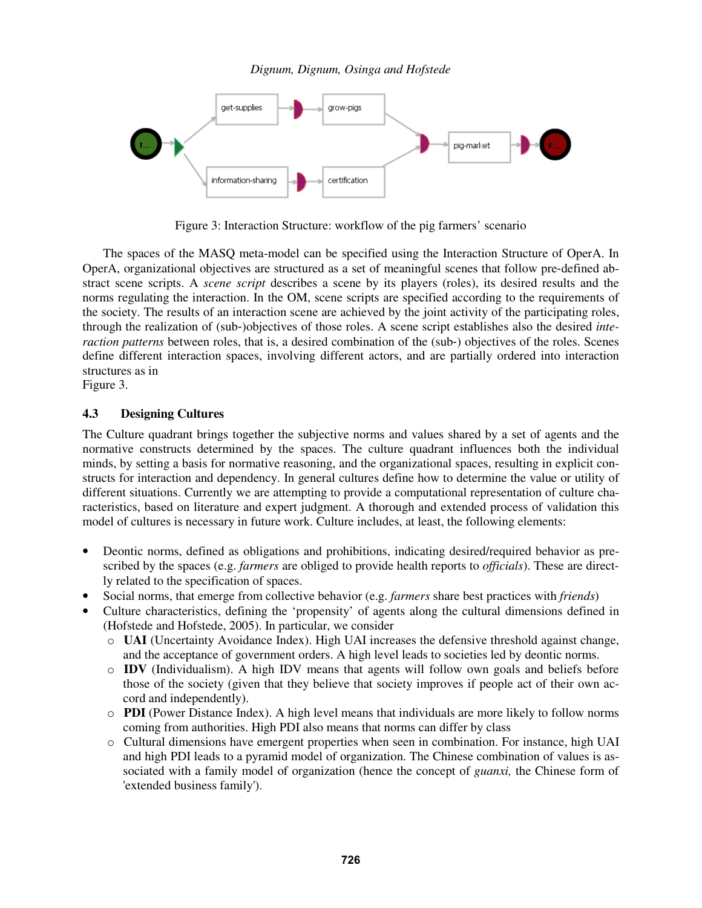Figure 3: Interaction Structure: workflow of the pig farmers' scenario

The spaces of the MASQ meta-model can be specified using the Interaction Structure of OperA. In OperA, organizational objectives are structured as a set of meaningful scenes that follow pre-defined abstract scene scripts. A *scene script* describes a scene by its players (roles), its desired results and the norms regulating the interaction. In the OM, scene scripts are specified according to the requirements of the society. The results of an interaction scene are achieved by the joint activity of the participating roles, through the realization of (sub-)objectives of those roles. A scene script establishes also the desired *interaction patterns* between roles, that is, a desired combination of the (sub-) objectives of the roles. Scenes define different interaction spaces, involving different actors, and are partially ordered into interaction structures as in
Figure 3.

### 4.3 Designing Cultures

The Culture quadrant brings together the subjective norms and values shared by a set of agents and the normative constructs determined by the spaces. The culture quadrant influences both the individual minds, by setting a basis for normative reasoning, and the organizational spaces, resulting in explicit constructs for interaction and dependency. In general cultures define how to determine the value or utility of different situations. Currently we are attempting to provide a computational representation of culture characteristics, based on literature and expert judgment. A thorough and extended process of validation this model of cultures is necessary in future work. Culture includes, at least, the following elements:

- Deontic norms, defined as obligations and prohibitions, indicating desired/required behavior as prescribed by the spaces (e.g. *farmers* are obliged to provide health reports to *officials*). These are directly related to the specification of spaces.
- Social norms, that emerge from collective behavior (e.g. *farmers* share best practices with *friends*)
- Culture characteristics, defining the 'propensity' of agents along the cultural dimensions defined in (Hofstede and Hofstede, 2005). In particular, we consider
    - **UAI** (Uncertainty Avoidance Index). High UAI increases the defensive threshold against change, and the acceptance of government orders. A high level leads to societies led by deontic norms.
    - **IDV** (Individualism). A high IDV means that agents will follow own goals and beliefs before those of the society (given that they believe that society improves if people act of their own accord and independently).
    - **PDI** (Power Distance Index). A high level means that individuals are more likely to follow norms coming from authorities. High PDI also means that norms can differ by class
    - Cultural dimensions have emergent properties when seen in combination. For instance, high UAI and high PDI leads to a pyramid model of organization. The Chinese combination of values is associated with a family model of organization (hence the concept of *guanxi,* the Chinese form of 'extended business family').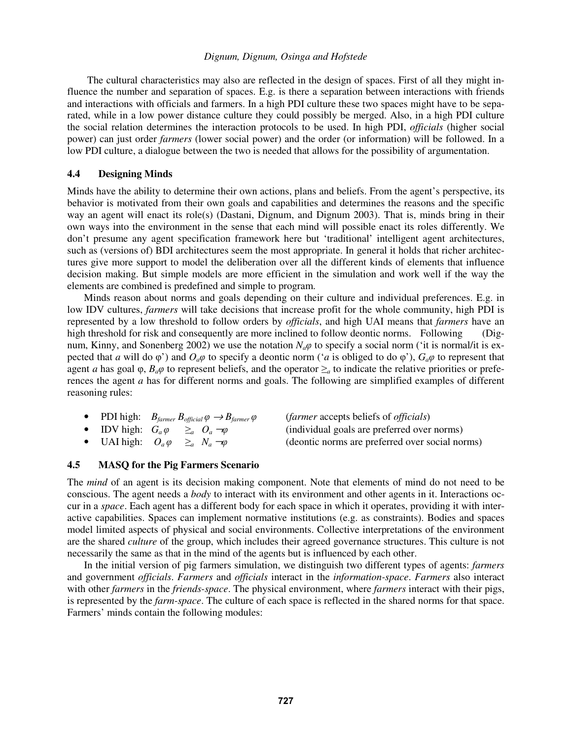The cultural characteristics may also are reflected in the design of spaces. First of all they might influence the number and separation of spaces. E.g. is there a separation between interactions with friends and interactions with officials and farmers. In a high PDI culture these two spaces might have to be separated, while in a low power distance culture they could possibly be merged. Also, in a high PDI culture the social relation determines the interaction protocols to be used. In high PDI, *officials* (higher social power) can just order *farmers* (lower social power) and the order (or information) will be followed. In a low PDI culture, a dialogue between the two is needed that allows for the possibility of argumentation.

### 4.4 Designing Minds

Minds have the ability to determine their own actions, plans and beliefs. From the agent's perspective, its behavior is motivated from their own goals and capabilities and determines the reasons and the specific way an agent will enact its role(s) (Dastani, Dignum, and Dignum 2003). That is, minds bring in their own ways into the environment in the sense that each mind will possible enact its roles differently. We don't presume any agent specification framework here but 'traditional' intelligent agent architectures, such as (versions of) BDI architectures seem the most appropriate. In general it holds that richer architectures give more support to model the deliberation over all the different kinds of elements that influence decision making. But simple models are more efficient in the simulation and work well if the way the elements are combined is predefined and simple to program.

Minds reason about norms and goals depending on their culture and individual preferences. E.g. in low IDV cultures, *farmers* will take decisions that increase profit for the whole community, high PDI is represented by a low threshold to follow orders by *officials*, and high UAI means that *farmers* have an high threshold for risk and consequently are more inclined to follow deontic norms. Following (Dignum, Kinny, and Sonenberg 2002) we use the notation $N_a\varphi$ to specify a social norm ('it is normal/it is expected that *a* will do φ') and $O_a\varphi$ to specify a deontic norm ('*a* is obliged to do φ'), $G_a\varphi$ to represent that agent *a* has goal φ, $B_a\varphi$ to represent beliefs, and the operator $\geq_a$ to indicate the relative priorities or preferences the agent *a* has for different norms and goals. The following are simplified examples of different reasoning rules:

- PDI high: $B_{farmer}\, B_{official}\, \varphi \rightarrow B_{farmer}\, \varphi$ (*farmer* accepts beliefs of *officials*)
- IDV high: $G_a\, \varphi \geq_a O_a\, \neg\varphi$ (individual goals are preferred over norms)
- UAI high: $O_a\, \varphi \geq_a N_a\, \neg\varphi$ (deontic norms are preferred over social norms)

### 4.5 MASQ for the Pig Farmers Scenario

The *mind* of an agent is its decision making component. Note that elements of mind do not need to be conscious. The agent needs a *body* to interact with its environment and other agents in it. Interactions occur in a *space*. Each agent has a different body for each space in which it operates, providing it with interactive capabilities. Spaces can implement normative institutions (e.g. as constraints). Bodies and spaces model limited aspects of physical and social environments. Collective interpretations of the environment are the shared *culture* of the group, which includes their agreed governance structures. This culture is not necessarily the same as that in the mind of the agents but is influenced by each other.

In the initial version of pig farmers simulation, we distinguish two different types of agents: *farmers* and government *officials*. *Farmers* and *officials* interact in the *information-space*. *Farmers* also interact with other *farmers* in the *friends-space*. The physical environment, where *farmers* interact with their pigs, is represented by the *farm-space*. The culture of each space is reflected in the shared norms for that space. Farmers' minds contain the following modules: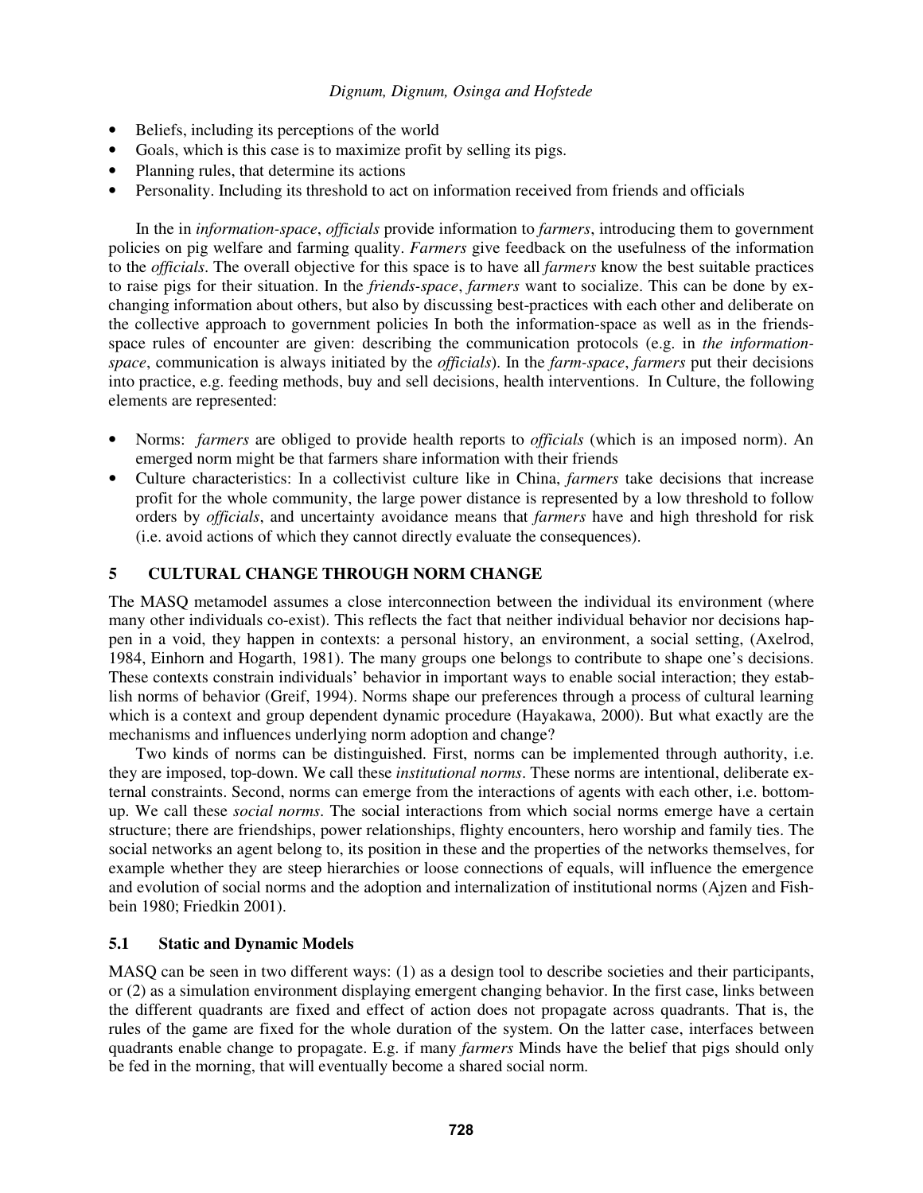- Beliefs, including its perceptions of the world
- Goals, which is this case is to maximize profit by selling its pigs.
- Planning rules, that determine its actions
- Personality. Including its threshold to act on information received from friends and officials

In the in *information-space*, *officials* provide information to *farmers*, introducing them to government policies on pig welfare and farming quality. *Farmers* give feedback on the usefulness of the information to the *officials*. The overall objective for this space is to have all *farmers* know the best suitable practices to raise pigs for their situation. In the *friends-space*, *farmers* want to socialize. This can be done by exchanging information about others, but also by discussing best-practices with each other and deliberate on the collective approach to government policies In both the information-space as well as in the friends-space rules of encounter are given: describing the communication protocols (e.g. in *the information-space*, communication is always initiated by the *officials*). In the *farm-space*, *farmers* put their decisions into practice, e.g. feeding methods, buy and sell decisions, health interventions. In Culture, the following elements are represented:

- Norms: *farmers* are obliged to provide health reports to *officials* (which is an imposed norm). An emerged norm might be that farmers share information with their friends
- Culture characteristics: In a collectivist culture like in China, *farmers* take decisions that increase profit for the whole community, the large power distance is represented by a low threshold to follow orders by *officials*, and uncertainty avoidance means that *farmers* have and high threshold for risk (i.e. avoid actions of which they cannot directly evaluate the consequences).

## 5 CULTURAL CHANGE THROUGH NORM CHANGE

The MASQ metamodel assumes a close interconnection between the individual its environment (where many other individuals co-exist). This reflects the fact that neither individual behavior nor decisions happen in a void, they happen in contexts: a personal history, an environment, a social setting, (Axelrod, 1984, Einhorn and Hogarth, 1981). The many groups one belongs to contribute to shape one's decisions. These contexts constrain individuals' behavior in important ways to enable social interaction; they establish norms of behavior (Greif, 1994). Norms shape our preferences through a process of cultural learning which is a context and group dependent dynamic procedure (Hayakawa, 2000). But what exactly are the mechanisms and influences underlying norm adoption and change?

Two kinds of norms can be distinguished. First, norms can be implemented through authority, i.e. they are imposed, top-down. We call these *institutional norms*. These norms are intentional, deliberate external constraints. Second, norms can emerge from the interactions of agents with each other, i.e. bottom-up. We call these *social norms*. The social interactions from which social norms emerge have a certain structure; there are friendships, power relationships, flighty encounters, hero worship and family ties. The social networks an agent belong to, its position in these and the properties of the networks themselves, for example whether they are steep hierarchies or loose connections of equals, will influence the emergence and evolution of social norms and the adoption and internalization of institutional norms (Ajzen and Fishbein 1980; Friedkin 2001).

### 5.1 Static and Dynamic Models

MASQ can be seen in two different ways: (1) as a design tool to describe societies and their participants, or (2) as a simulation environment displaying emergent changing behavior. In the first case, links between the different quadrants are fixed and effect of action does not propagate across quadrants. That is, the rules of the game are fixed for the whole duration of the system. On the latter case, interfaces between quadrants enable change to propagate. E.g. if many *farmers* Minds have the belief that pigs should only be fed in the morning, that will eventually become a shared social norm.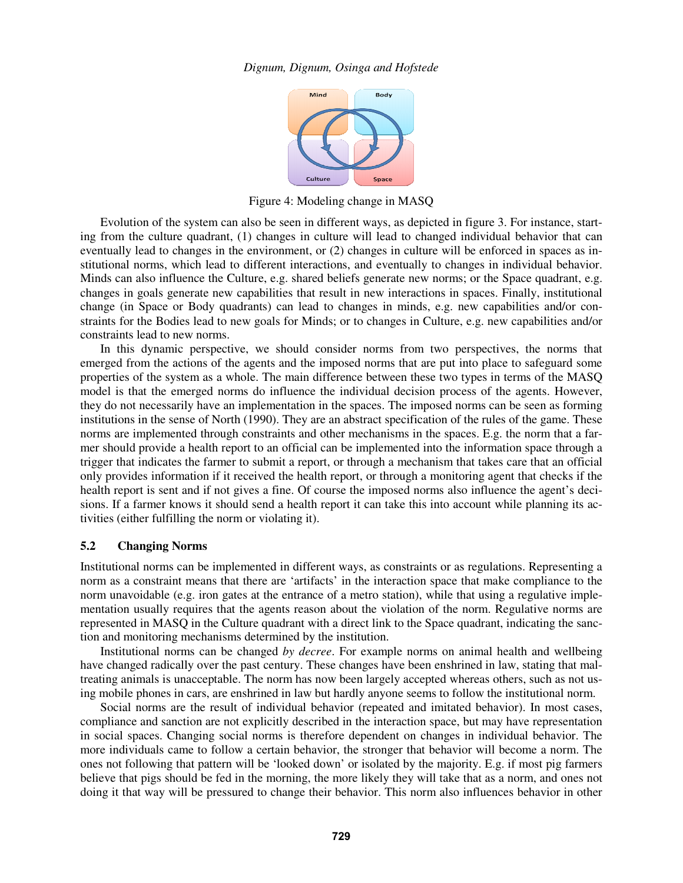Figure 4: Modeling change in MASQ

Evolution of the system can also be seen in different ways, as depicted in figure 3. For instance, starting from the culture quadrant, (1) changes in culture will lead to changed individual behavior that can eventually lead to changes in the environment, or (2) changes in culture will be enforced in spaces as institutional norms, which lead to different interactions, and eventually to changes in individual behavior. Minds can also influence the Culture, e.g. shared beliefs generate new norms; or the Space quadrant, e.g. changes in goals generate new capabilities that result in new interactions in spaces. Finally, institutional change (in Space or Body quadrants) can lead to changes in minds, e.g. new capabilities and/or constraints for the Bodies lead to new goals for Minds; or to changes in Culture, e.g. new capabilities and/or constraints lead to new norms.

In this dynamic perspective, we should consider norms from two perspectives, the norms that emerged from the actions of the agents and the imposed norms that are put into place to safeguard some properties of the system as a whole. The main difference between these two types in terms of the MASQ model is that the emerged norms do influence the individual decision process of the agents. However, they do not necessarily have an implementation in the spaces. The imposed norms can be seen as forming institutions in the sense of North (1990). They are an abstract specification of the rules of the game. These norms are implemented through constraints and other mechanisms in the spaces. E.g. the norm that a farmer should provide a health report to an official can be implemented into the information space through a trigger that indicates the farmer to submit a report, or through a mechanism that takes care that an official only provides information if it received the health report, or through a monitoring agent that checks if the health report is sent and if not gives a fine. Of course the imposed norms also influence the agent's decisions. If a farmer knows it should send a health report it can take this into account while planning its activities (either fulfilling the norm or violating it).

### 5.2 Changing Norms

Institutional norms can be implemented in different ways, as constraints or as regulations. Representing a norm as a constraint means that there are 'artifacts' in the interaction space that make compliance to the norm unavoidable (e.g. iron gates at the entrance of a metro station), while that using a regulative implementation usually requires that the agents reason about the violation of the norm. Regulative norms are represented in MASQ in the Culture quadrant with a direct link to the Space quadrant, indicating the sanction and monitoring mechanisms determined by the institution.

Institutional norms can be changed *by decree*. For example norms on animal health and wellbeing have changed radically over the past century. These changes have been enshrined in law, stating that maltreating animals is unacceptable. The norm has now been largely accepted whereas others, such as not using mobile phones in cars, are enshrined in law but hardly anyone seems to follow the institutional norm.

Social norms are the result of individual behavior (repeated and imitated behavior). In most cases, compliance and sanction are not explicitly described in the interaction space, but may have representation in social spaces. Changing social norms is therefore dependent on changes in individual behavior. The more individuals came to follow a certain behavior, the stronger that behavior will become a norm. The ones not following that pattern will be 'looked down' or isolated by the majority. E.g. if most pig farmers believe that pigs should be fed in the morning, the more likely they will take that as a norm, and ones not doing it that way will be pressured to change their behavior. This norm also influences behavior in other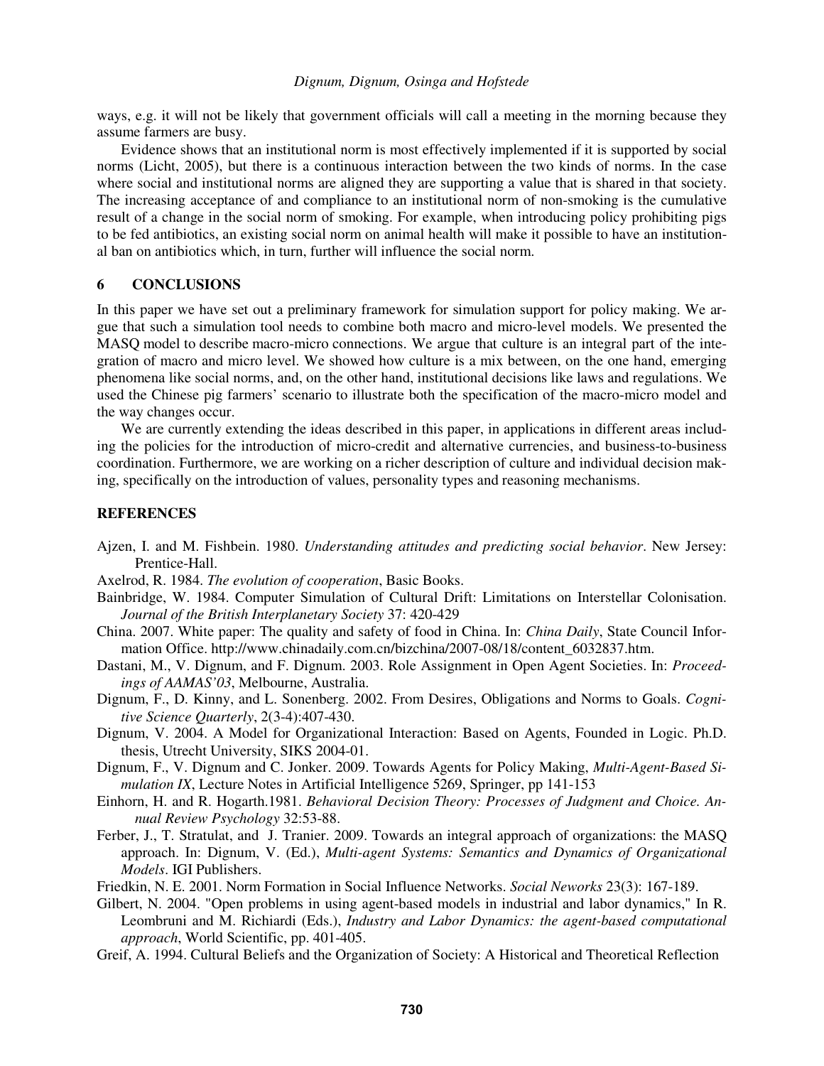ways, e.g. it will not be likely that government officials will call a meeting in the morning because they assume farmers are busy.

Evidence shows that an institutional norm is most effectively implemented if it is supported by social norms (Licht, 2005), but there is a continuous interaction between the two kinds of norms. In the case where social and institutional norms are aligned they are supporting a value that is shared in that society. The increasing acceptance of and compliance to an institutional norm of non-smoking is the cumulative result of a change in the social norm of smoking. For example, when introducing policy prohibiting pigs to be fed antibiotics, an existing social norm on animal health will make it possible to have an institutional ban on antibiotics which, in turn, further will influence the social norm.

## 6 CONCLUSIONS

In this paper we have set out a preliminary framework for simulation support for policy making. We argue that such a simulation tool needs to combine both macro and micro-level models. We presented the MASQ model to describe macro-micro connections. We argue that culture is an integral part of the integration of macro and micro level. We showed how culture is a mix between, on the one hand, emerging phenomena like social norms, and, on the other hand, institutional decisions like laws and regulations. We used the Chinese pig farmers' scenario to illustrate both the specification of the macro-micro model and the way changes occur.

We are currently extending the ideas described in this paper, in applications in different areas including the policies for the introduction of micro-credit and alternative currencies, and business-to-business coordination. Furthermore, we are working on a richer description of culture and individual decision making, specifically on the introduction of values, personality types and reasoning mechanisms.

## REFERENCES

Ajzen, I. and M. Fishbein. 1980. *Understanding attitudes and predicting social behavior*. New Jersey: Prentice-Hall.

Axelrod, R. 1984. *The evolution of cooperation*, Basic Books.

Bainbridge, W. 1984. Computer Simulation of Cultural Drift: Limitations on Interstellar Colonisation. *Journal of the British Interplanetary Society* 37: 420-429

China. 2007. White paper: The quality and safety of food in China. In: *China Daily*, State Council Information Office. http://www.chinadaily.com.cn/bizchina/2007-08/18/content_6032837.htm.

Dastani, M., V. Dignum, and F. Dignum. 2003. Role Assignment in Open Agent Societies. In: *Proceedings of AAMAS'03*, Melbourne, Australia.

Dignum, F., D. Kinny, and L. Sonenberg. 2002. From Desires, Obligations and Norms to Goals. *Cognitive Science Quarterly*, 2(3-4):407-430.

Dignum, V. 2004. A Model for Organizational Interaction: Based on Agents, Founded in Logic. Ph.D. thesis, Utrecht University, SIKS 2004-01.

Dignum, F., V. Dignum and C. Jonker. 2009. Towards Agents for Policy Making, *Multi-Agent-Based Simulation IX*, Lecture Notes in Artificial Intelligence 5269, Springer, pp 141-153

Einhorn, H. and R. Hogarth.1981. *Behavioral Decision Theory: Processes of Judgment and Choice. Annual Review Psychology* 32:53-88.

Ferber, J., T. Stratulat, and J. Tranier. 2009. Towards an integral approach of organizations: the MASQ approach. In: Dignum, V. (Ed.), *Multi-agent Systems: Semantics and Dynamics of Organizational Models*. IGI Publishers.

Friedkin, N. E. 2001. Norm Formation in Social Influence Networks. *Social Neworks* 23(3): 167-189.

Gilbert, N. 2004. "Open problems in using agent-based models in industrial and labor dynamics," In R. Leombruni and M. Richiardi (Eds.), *Industry and Labor Dynamics: the agent-based computational approach*, World Scientific, pp. 401-405.

Greif, A. 1994. Cultural Beliefs and the Organization of Society: A Historical and Theoretical Reflection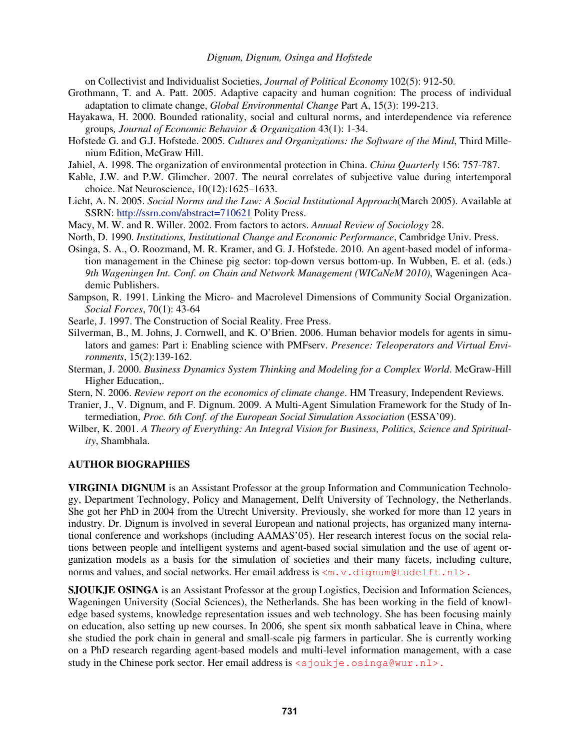on Collectivist and Individualist Societies, *Journal of Political Economy* 102(5): 912-50.

Grothmann, T. and A. Patt. 2005. Adaptive capacity and human cognition: The process of individual adaptation to climate change, *Global Environmental Change* Part A, 15(3): 199-213.

Hayakawa, H. 2000. Bounded rationality, social and cultural norms, and interdependence via reference groups*, Journal of Economic Behavior & Organization* 43(1): 1-34.

Hofstede G. and G.J. Hofstede. 2005. *Cultures and Organizations: the Software of the Mind*, Third Millenium Edition, McGraw Hill.

Jahiel, A. 1998. The organization of environmental protection in China. *China Quarterly* 156: 757-787.

Kable, J.W. and P.W. Glimcher. 2007. The neural correlates of subjective value during intertemporal choice. Nat Neuroscience, 10(12):1625–1633.

Licht, A. N. 2005. *Social Norms and the Law: A Social Institutional Approach*(March 2005). Available at SSRN: http://ssrn.com/abstract=710621 Polity Press.

Macy, M. W. and R. Willer. 2002. From factors to actors. *Annual Review of Sociology* 28.

North, D. 1990. *Institutions, Institutional Change and Economic Performance*, Cambridge Univ. Press.

Osinga, S. A., O. Roozmand, M. R. Kramer, and G. J. Hofstede. 2010. An agent-based model of information management in the Chinese pig sector: top-down versus bottom-up. In Wubben, E. et al. (eds.) *9th Wageningen Int. Conf. on Chain and Network Management (WICaNeM 2010)*, Wageningen Academic Publishers.

Sampson, R. 1991. Linking the Micro- and Macrolevel Dimensions of Community Social Organization. *Social Forces*, 70(1): 43-64

Searle, J. 1997. The Construction of Social Reality. Free Press.

Silverman, B., M. Johns, J. Cornwell, and K. O'Brien. 2006. Human behavior models for agents in simulators and games: Part i: Enabling science with PMFserv. *Presence: Teleoperators and Virtual Environments*, 15(2):139-162.

Sterman, J. 2000. *Business Dynamics System Thinking and Modeling for a Complex World*. McGraw-Hill Higher Education,.

Stern, N. 2006. *Review report on the economics of climate change*. HM Treasury, Independent Reviews.

Tranier, J., V. Dignum, and F. Dignum. 2009. A Multi-Agent Simulation Framework for the Study of Intermediation, *Proc. 6th Conf. of the European Social Simulation Association* (ESSA'09).

Wilber, K. 2001. *A Theory of Everything: An Integral Vision for Business, Politics, Science and Spirituality*, Shambhala.

## AUTHOR BIOGRAPHIES

**VIRGINIA DIGNUM** is an Assistant Professor at the group Information and Communication Technology, Department Technology, Policy and Management, Delft University of Technology, the Netherlands. She got her PhD in 2004 from the Utrecht University. Previously, she worked for more than 12 years in industry. Dr. Dignum is involved in several European and national projects, has organized many international conference and workshops (including AAMAS'05). Her research interest focus on the social relations between people and intelligent systems and agent-based social simulation and the use of agent organization models as a basis for the simulation of societies and their many facets, including culture, norms and values, and social networks. Her email address is <m.v.dignum@tudelft.nl>.

**SJOUKJE OSINGA** is an Assistant Professor at the group Logistics, Decision and Information Sciences, Wageningen University (Social Sciences), the Netherlands. She has been working in the field of knowledge based systems, knowledge representation issues and web technology. She has been focusing mainly on education, also setting up new courses. In 2006, she spent six month sabbatical leave in China, where she studied the pork chain in general and small-scale pig farmers in particular. She is currently working on a PhD research regarding agent-based models and multi-level information management, with a case study in the Chinese pork sector. Her email address is <sjoukje.osinga@wur.nl>.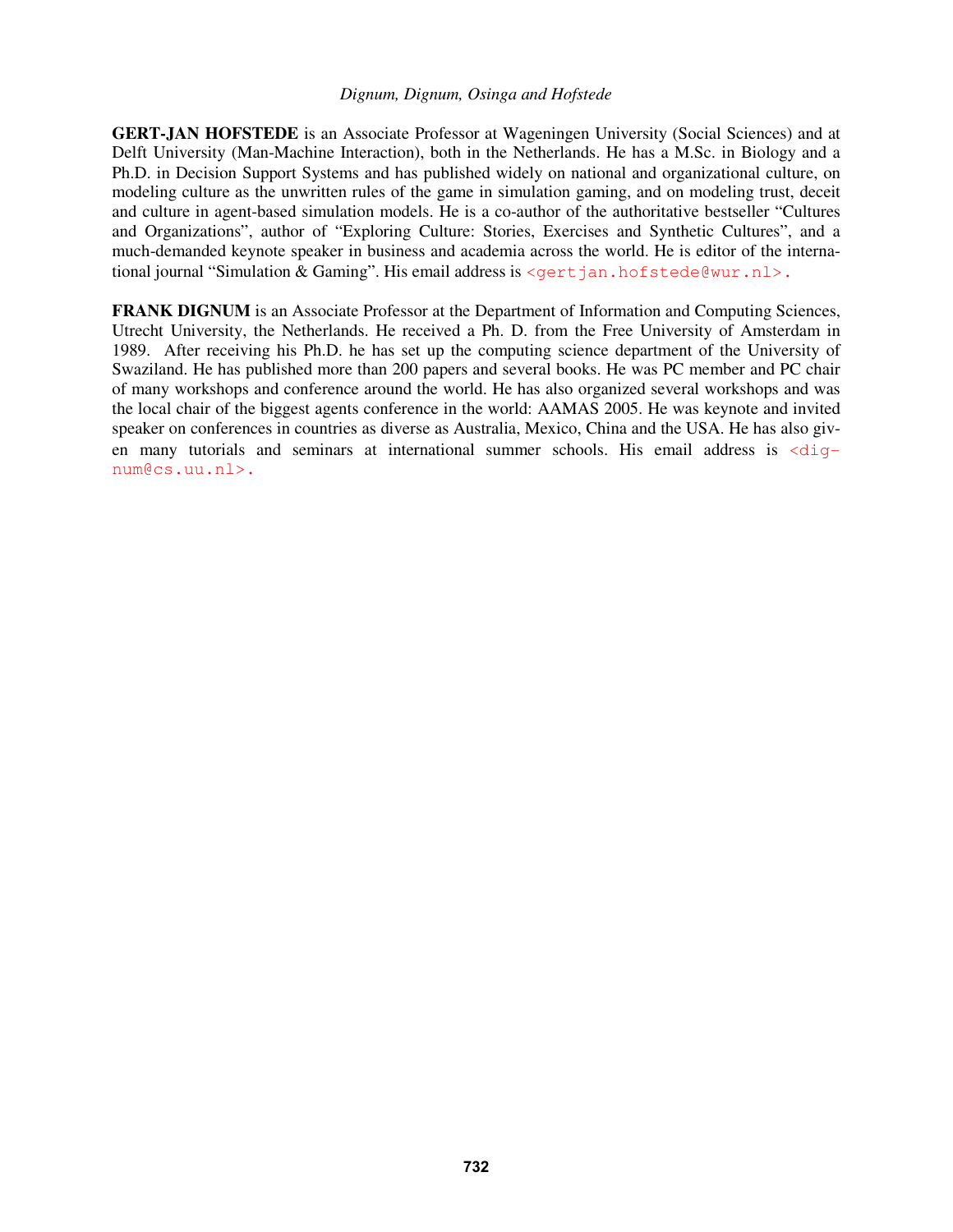**GERT-JAN HOFSTEDE** is an Associate Professor at Wageningen University (Social Sciences) and at Delft University (Man-Machine Interaction), both in the Netherlands. He has a M.Sc. in Biology and a Ph.D. in Decision Support Systems and has published widely on national and organizational culture, on modeling culture as the unwritten rules of the game in simulation gaming, and on modeling trust, deceit and culture in agent-based simulation models. He is a co-author of the authoritative bestseller "Cultures and Organizations", author of "Exploring Culture: Stories, Exercises and Synthetic Cultures", and a much-demanded keynote speaker in business and academia across the world. He is editor of the international journal "Simulation & Gaming". His email address is <gertjan.hofstede@wur.nl>.

**FRANK DIGNUM** is an Associate Professor at the Department of Information and Computing Sciences, Utrecht University, the Netherlands. He received a Ph. D. from the Free University of Amsterdam in 1989. After receiving his Ph.D. he has set up the computing science department of the University of Swaziland. He has published more than 200 papers and several books. He was PC member and PC chair of many workshops and conference around the world. He has also organized several workshops and was the local chair of the biggest agents conference in the world: AAMAS 2005. He was keynote and invited speaker on conferences in countries as diverse as Australia, Mexico, China and the USA. He has also given many tutorials and seminars at international summer schools. His email address is <dignum@cs.uu.nl>.